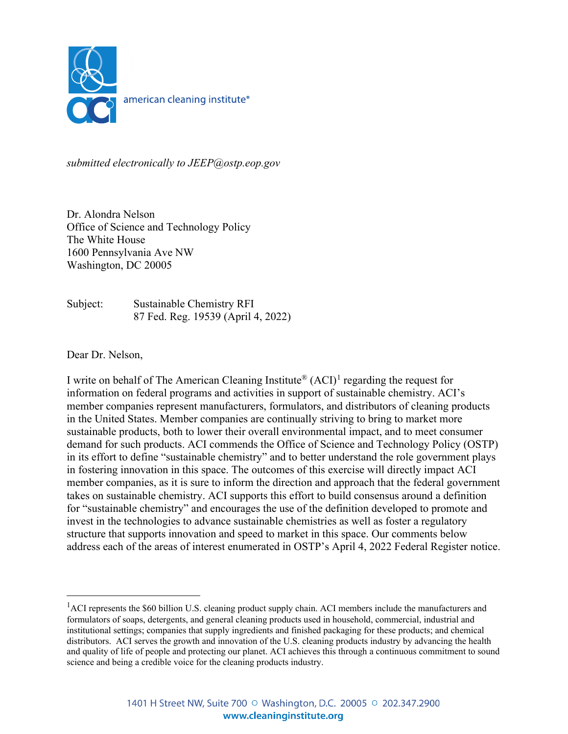american cleaning institute®

*submitted electronically to JEEP@ostp.eop.gov*

Dr. Alondra Nelson
Office of Science and Technology Policy
The White House
1600 Pennsylvania Ave NW
Washington, DC 20005

Subject: Sustainable Chemistry RFI
87 Fed. Reg. 19539 (April 4, 2022)

Dear Dr. Nelson,

I write on behalf of The American Cleaning Institute® (ACI)[1] regarding the request for information on federal programs and activities in support of sustainable chemistry. ACI's member companies represent manufacturers, formulators, and distributors of cleaning products in the United States. Member companies are continually striving to bring to market more sustainable products, both to lower their overall environmental impact, and to meet consumer demand for such products. ACI commends the Office of Science and Technology Policy (OSTP) in its effort to define "sustainable chemistry" and to better understand the role government plays in fostering innovation in this space. The outcomes of this exercise will directly impact ACI member companies, as it is sure to inform the direction and approach that the federal government takes on sustainable chemistry. ACI supports this effort to build consensus around a definition for "sustainable chemistry" and encourages the use of the definition developed to promote and invest in the technologies to advance sustainable chemistries as well as foster a regulatory structure that supports innovation and speed to market in this space. Our comments below address each of the areas of interest enumerated in OSTP's April 4, 2022 Federal Register notice.

[1]ACI represents the $60 billion U.S. cleaning product supply chain. ACI members include the manufacturers and formulators of soaps, detergents, and general cleaning products used in household, commercial, industrial and institutional settings; companies that supply ingredients and finished packaging for these products; and chemical distributors. ACI serves the growth and innovation of the U.S. cleaning products industry by advancing the health and quality of life of people and protecting our planet. ACI achieves this through a continuous commitment to sound science and being a credible voice for the cleaning products industry.

1401 H Street NW, Suite 700 ○ Washington, D.C. 20005 ○ 202.347.2900
www.cleaninginstitute.org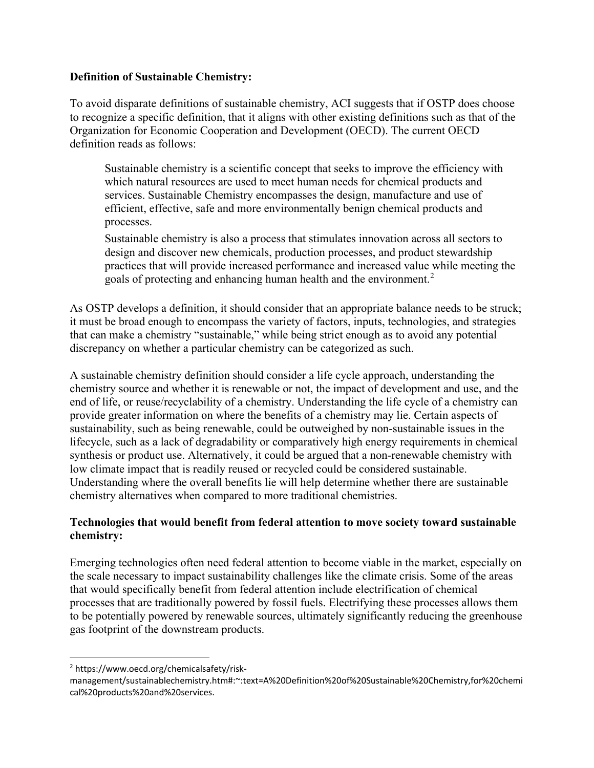**Definition of Sustainable Chemistry:**

To avoid disparate definitions of sustainable chemistry, ACI suggests that if OSTP does choose to recognize a specific definition, that it aligns with other existing definitions such as that of the Organization for Economic Cooperation and Development (OECD). The current OECD definition reads as follows:

> Sustainable chemistry is a scientific concept that seeks to improve the efficiency with which natural resources are used to meet human needs for chemical products and services. Sustainable Chemistry encompasses the design, manufacture and use of efficient, effective, safe and more environmentally benign chemical products and processes.
>
> Sustainable chemistry is also a process that stimulates innovation across all sectors to design and discover new chemicals, production processes, and product stewardship practices that will provide increased performance and increased value while meeting the goals of protecting and enhancing human health and the environment.[2]

As OSTP develops a definition, it should consider that an appropriate balance needs to be struck; it must be broad enough to encompass the variety of factors, inputs, technologies, and strategies that can make a chemistry "sustainable," while being strict enough as to avoid any potential discrepancy on whether a particular chemistry can be categorized as such.

A sustainable chemistry definition should consider a life cycle approach, understanding the chemistry source and whether it is renewable or not, the impact of development and use, and the end of life, or reuse/recyclability of a chemistry. Understanding the life cycle of a chemistry can provide greater information on where the benefits of a chemistry may lie. Certain aspects of sustainability, such as being renewable, could be outweighed by non-sustainable issues in the lifecycle, such as a lack of degradability or comparatively high energy requirements in chemical synthesis or product use. Alternatively, it could be argued that a non-renewable chemistry with low climate impact that is readily reused or recycled could be considered sustainable. Understanding where the overall benefits lie will help determine whether there are sustainable chemistry alternatives when compared to more traditional chemistries.

**Technologies that would benefit from federal attention to move society toward sustainable chemistry:**

Emerging technologies often need federal attention to become viable in the market, especially on the scale necessary to impact sustainability challenges like the climate crisis. Some of the areas that would specifically benefit from federal attention include electrification of chemical processes that are traditionally powered by fossil fuels. Electrifying these processes allows them to be potentially powered by renewable sources, ultimately significantly reducing the greenhouse gas footprint of the downstream products.

---

[2] https://www.oecd.org/chemicalsafety/risk-management/sustainablechemistry.htm#:~:text=A%20Definition%20of%20Sustainable%20Chemistry,for%20chemical%20products%20and%20services.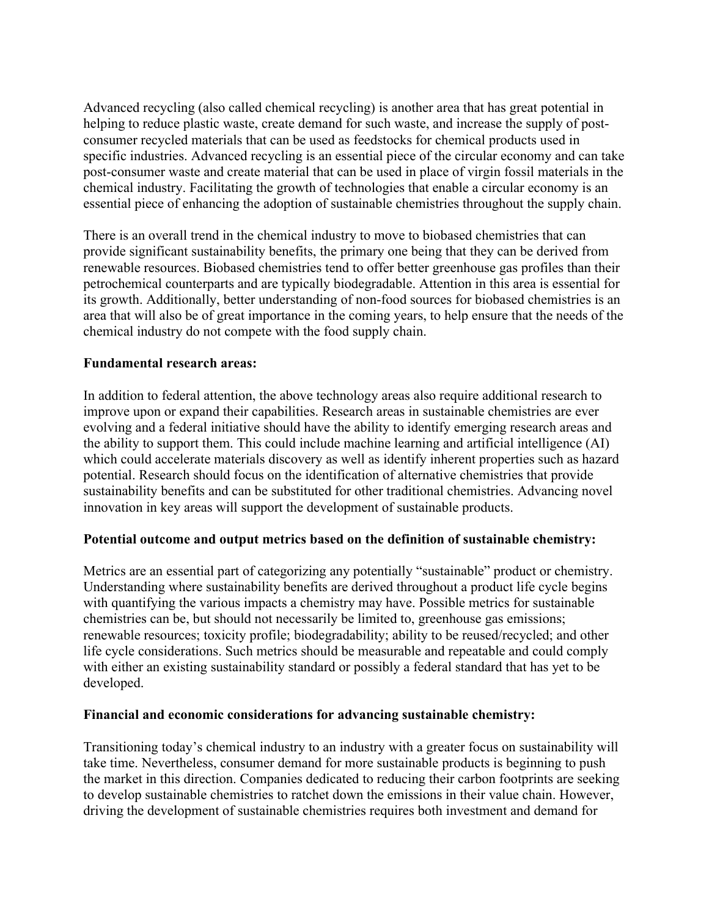Advanced recycling (also called chemical recycling) is another area that has great potential in helping to reduce plastic waste, create demand for such waste, and increase the supply of post-consumer recycled materials that can be used as feedstocks for chemical products used in specific industries. Advanced recycling is an essential piece of the circular economy and can take post-consumer waste and create material that can be used in place of virgin fossil materials in the chemical industry. Facilitating the growth of technologies that enable a circular economy is an essential piece of enhancing the adoption of sustainable chemistries throughout the supply chain.

There is an overall trend in the chemical industry to move to biobased chemistries that can provide significant sustainability benefits, the primary one being that they can be derived from renewable resources. Biobased chemistries tend to offer better greenhouse gas profiles than their petrochemical counterparts and are typically biodegradable. Attention in this area is essential for its growth. Additionally, better understanding of non-food sources for biobased chemistries is an area that will also be of great importance in the coming years, to help ensure that the needs of the chemical industry do not compete with the food supply chain.

**Fundamental research areas:**

In addition to federal attention, the above technology areas also require additional research to improve upon or expand their capabilities. Research areas in sustainable chemistries are ever evolving and a federal initiative should have the ability to identify emerging research areas and the ability to support them. This could include machine learning and artificial intelligence (AI) which could accelerate materials discovery as well as identify inherent properties such as hazard potential. Research should focus on the identification of alternative chemistries that provide sustainability benefits and can be substituted for other traditional chemistries. Advancing novel innovation in key areas will support the development of sustainable products.

**Potential outcome and output metrics based on the definition of sustainable chemistry:**

Metrics are an essential part of categorizing any potentially "sustainable" product or chemistry. Understanding where sustainability benefits are derived throughout a product life cycle begins with quantifying the various impacts a chemistry may have. Possible metrics for sustainable chemistries can be, but should not necessarily be limited to, greenhouse gas emissions; renewable resources; toxicity profile; biodegradability; ability to be reused/recycled; and other life cycle considerations. Such metrics should be measurable and repeatable and could comply with either an existing sustainability standard or possibly a federal standard that has yet to be developed.

**Financial and economic considerations for advancing sustainable chemistry:**

Transitioning today's chemical industry to an industry with a greater focus on sustainability will take time. Nevertheless, consumer demand for more sustainable products is beginning to push the market in this direction. Companies dedicated to reducing their carbon footprints are seeking to develop sustainable chemistries to ratchet down the emissions in their value chain. However, driving the development of sustainable chemistries requires both investment and demand for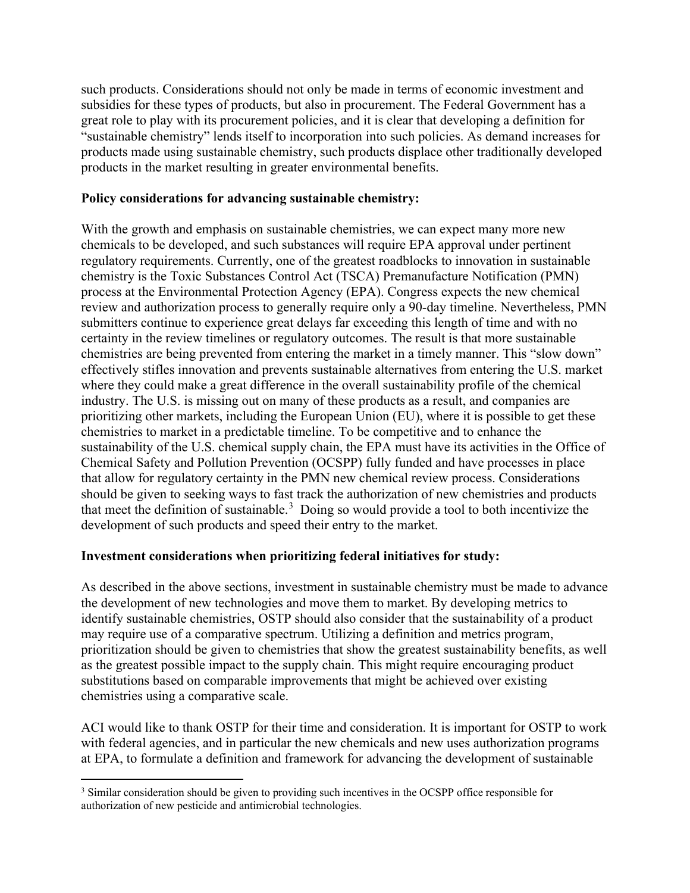such products. Considerations should not only be made in terms of economic investment and subsidies for these types of products, but also in procurement. The Federal Government has a great role to play with its procurement policies, and it is clear that developing a definition for "sustainable chemistry" lends itself to incorporation into such policies. As demand increases for products made using sustainable chemistry, such products displace other traditionally developed products in the market resulting in greater environmental benefits.

**Policy considerations for advancing sustainable chemistry:**

With the growth and emphasis on sustainable chemistries, we can expect many more new chemicals to be developed, and such substances will require EPA approval under pertinent regulatory requirements. Currently, one of the greatest roadblocks to innovation in sustainable chemistry is the Toxic Substances Control Act (TSCA) Premanufacture Notification (PMN) process at the Environmental Protection Agency (EPA). Congress expects the new chemical review and authorization process to generally require only a 90-day timeline. Nevertheless, PMN submitters continue to experience great delays far exceeding this length of time and with no certainty in the review timelines or regulatory outcomes. The result is that more sustainable chemistries are being prevented from entering the market in a timely manner. This "slow down" effectively stifles innovation and prevents sustainable alternatives from entering the U.S. market where they could make a great difference in the overall sustainability profile of the chemical industry. The U.S. is missing out on many of these products as a result, and companies are prioritizing other markets, including the European Union (EU), where it is possible to get these chemistries to market in a predictable timeline. To be competitive and to enhance the sustainability of the U.S. chemical supply chain, the EPA must have its activities in the Office of Chemical Safety and Pollution Prevention (OCSPP) fully funded and have processes in place that allow for regulatory certainty in the PMN new chemical review process. Considerations should be given to seeking ways to fast track the authorization of new chemistries and products that meet the definition of sustainable.[3] Doing so would provide a tool to both incentivize the development of such products and speed their entry to the market.

**Investment considerations when prioritizing federal initiatives for study:**

As described in the above sections, investment in sustainable chemistry must be made to advance the development of new technologies and move them to market. By developing metrics to identify sustainable chemistries, OSTP should also consider that the sustainability of a product may require use of a comparative spectrum. Utilizing a definition and metrics program, prioritization should be given to chemistries that show the greatest sustainability benefits, as well as the greatest possible impact to the supply chain. This might require encouraging product substitutions based on comparable improvements that might be achieved over existing chemistries using a comparative scale.

ACI would like to thank OSTP for their time and consideration. It is important for OSTP to work with federal agencies, and in particular the new chemicals and new uses authorization programs at EPA, to formulate a definition and framework for advancing the development of sustainable

---

[3] Similar consideration should be given to providing such incentives in the OCSPP office responsible for authorization of new pesticide and antimicrobial technologies.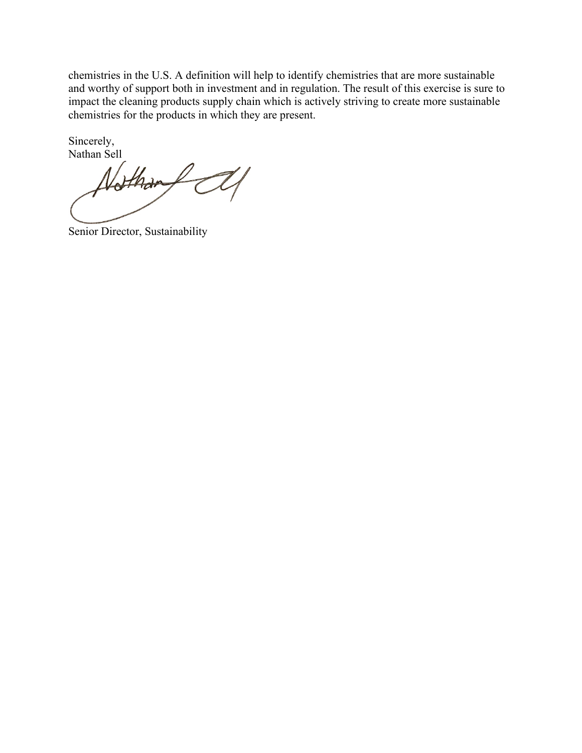chemistries in the U.S. A definition will help to identify chemistries that are more sustainable and worthy of support both in investment and in regulation. The result of this exercise is sure to impact the cleaning products supply chain which is actively striving to create more sustainable chemistries for the products in which they are present.

Sincerely,
Nathan Sell

Senior Director, Sustainability